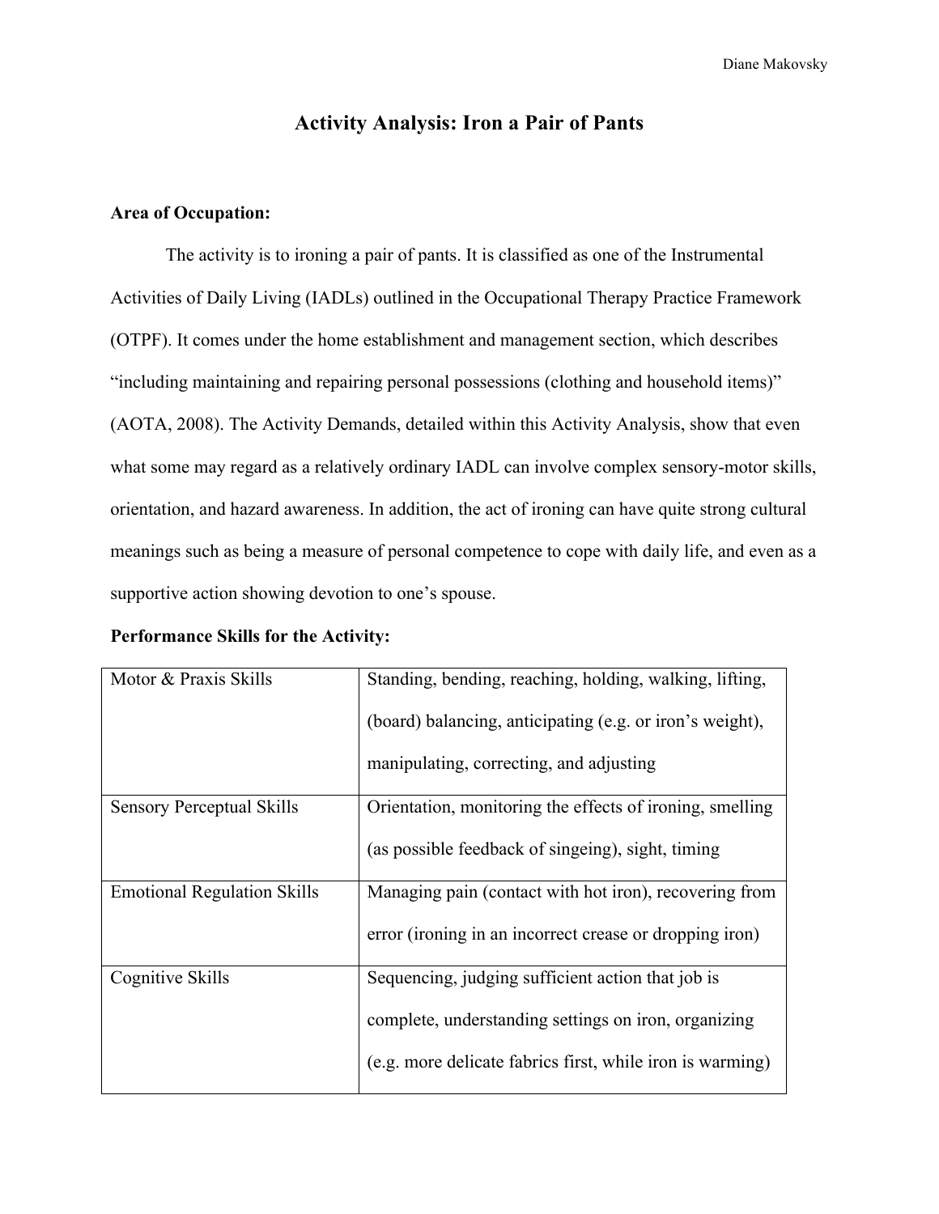# Activity Analysis: Iron a Pair of Pants

**Area of Occupation:**

The activity is to ironing a pair of pants. It is classified as one of the Instrumental Activities of Daily Living (IADLs) outlined in the Occupational Therapy Practice Framework (OTPF). It comes under the home establishment and management section, which describes "including maintaining and repairing personal possessions (clothing and household items)" (AOTA, 2008). The Activity Demands, detailed within this Activity Analysis, show that even what some may regard as a relatively ordinary IADL can involve complex sensory-motor skills, orientation, and hazard awareness. In addition, the act of ironing can have quite strong cultural meanings such as being a measure of personal competence to cope with daily life, and even as a supportive action showing devotion to one's spouse.

**Performance Skills for the Activity:**

| | |
|---|---|
| Motor & Praxis Skills | Standing, bending, reaching, holding, walking, lifting, (board) balancing, anticipating (e.g. or iron's weight), manipulating, correcting, and adjusting |
| Sensory Perceptual Skills | Orientation, monitoring the effects of ironing, smelling (as possible feedback of singeing), sight, timing |
| Emotional Regulation Skills | Managing pain (contact with hot iron), recovering from error (ironing in an incorrect crease or dropping iron) |
| Cognitive Skills | Sequencing, judging sufficient action that job is complete, understanding settings on iron, organizing (e.g. more delicate fabrics first, while iron is warming) |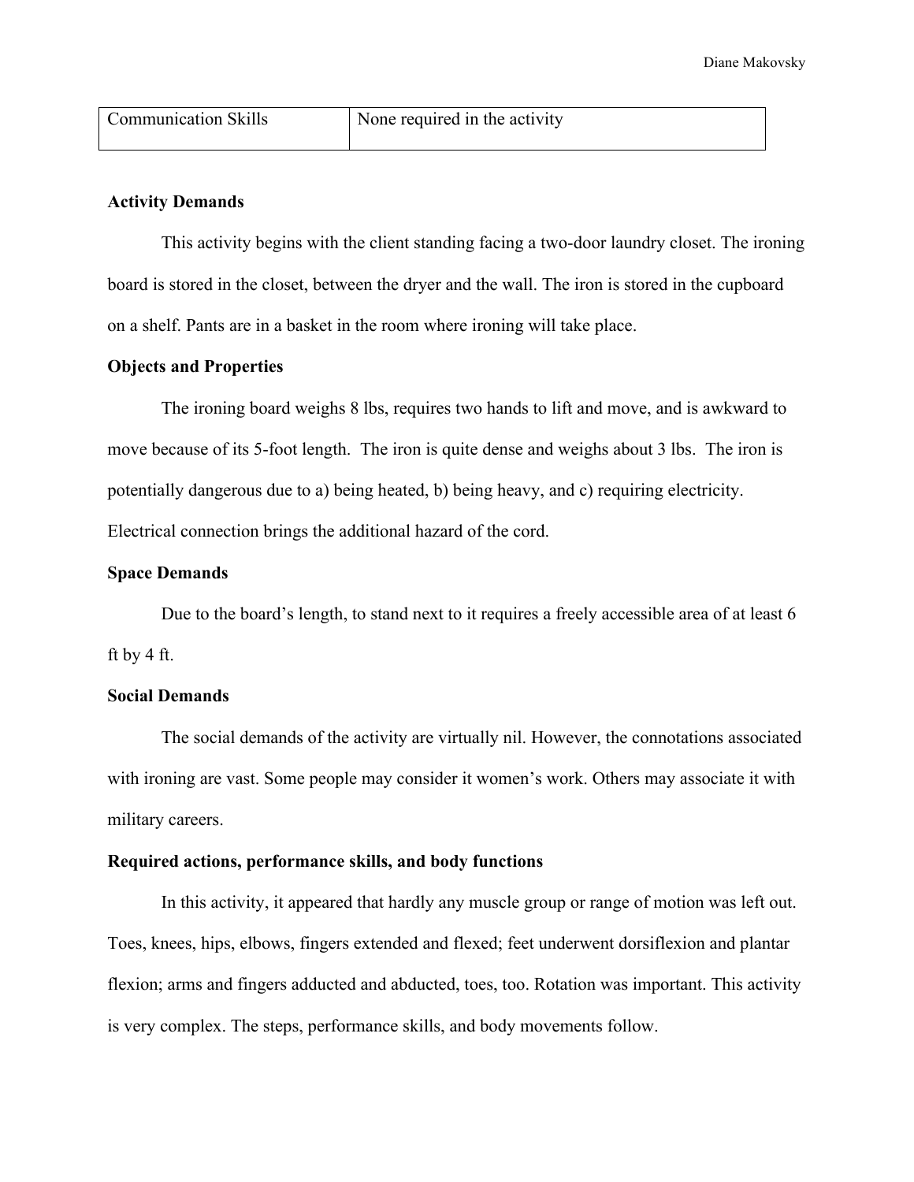| Communication Skills | None required in the activity |
| --- | --- |

**Activity Demands**

This activity begins with the client standing facing a two-door laundry closet. The ironing board is stored in the closet, between the dryer and the wall. The iron is stored in the cupboard on a shelf. Pants are in a basket in the room where ironing will take place.

**Objects and Properties**

The ironing board weighs 8 lbs, requires two hands to lift and move, and is awkward to move because of its 5-foot length. The iron is quite dense and weighs about 3 lbs. The iron is potentially dangerous due to a) being heated, b) being heavy, and c) requiring electricity. Electrical connection brings the additional hazard of the cord.

**Space Demands**

Due to the board's length, to stand next to it requires a freely accessible area of at least 6 ft by 4 ft.

**Social Demands**

The social demands of the activity are virtually nil. However, the connotations associated with ironing are vast. Some people may consider it women's work. Others may associate it with military careers.

**Required actions, performance skills, and body functions**

In this activity, it appeared that hardly any muscle group or range of motion was left out. Toes, knees, hips, elbows, fingers extended and flexed; feet underwent dorsiflexion and plantar flexion; arms and fingers adducted and abducted, toes, too. Rotation was important. This activity is very complex. The steps, performance skills, and body movements follow.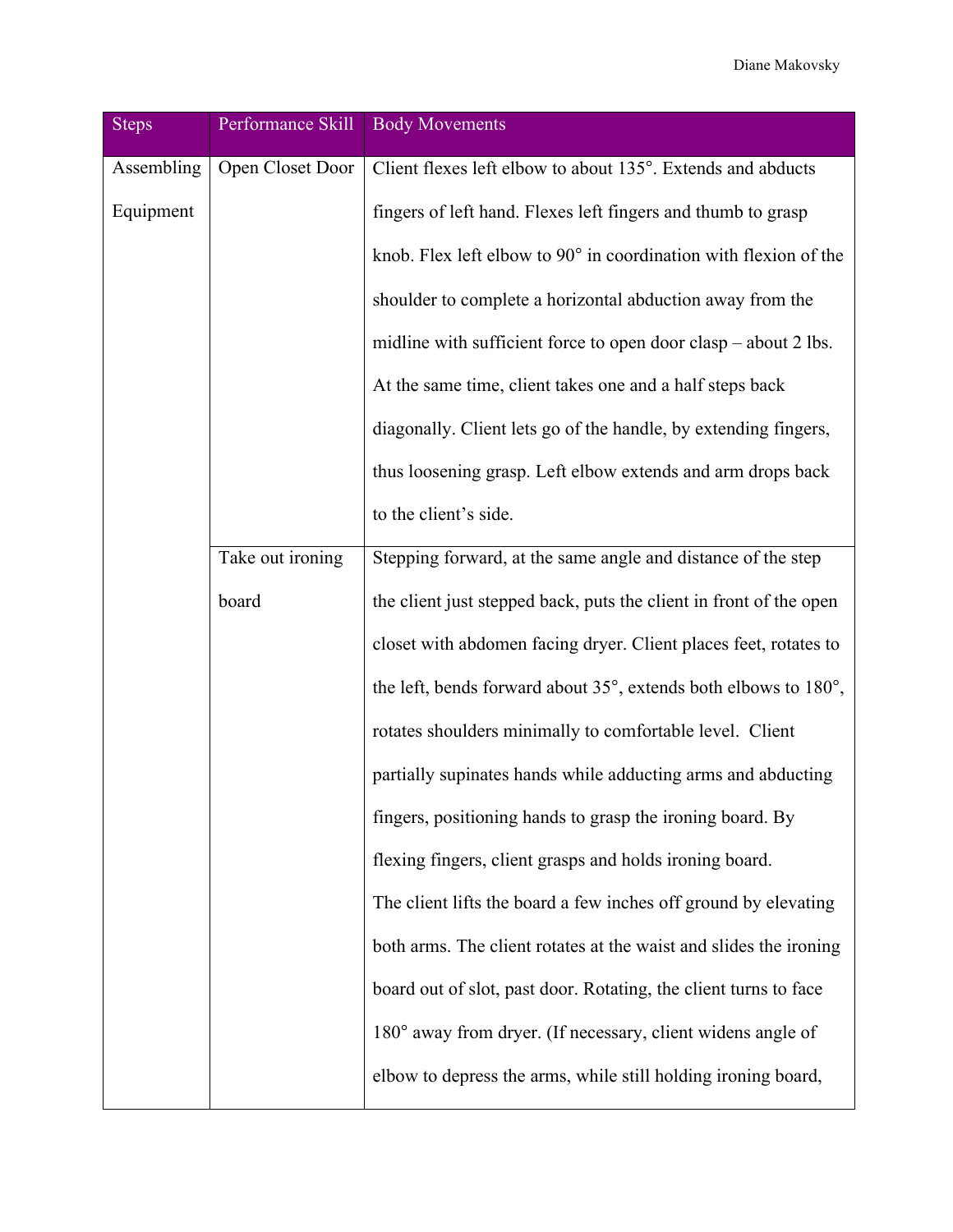| Steps | Performance Skill | Body Movements |
|---|---|---|
| Assembling Equipment | Open Closet Door | Client flexes left elbow to about 135°. Extends and abducts fingers of left hand. Flexes left fingers and thumb to grasp knob. Flex left elbow to 90° in coordination with flexion of the shoulder to complete a horizontal abduction away from the midline with sufficient force to open door clasp – about 2 lbs. At the same time, client takes one and a half steps back diagonally. Client lets go of the handle, by extending fingers, thus loosening grasp. Left elbow extends and arm drops back to the client's side. |
| | Take out ironing board | Stepping forward, at the same angle and distance of the step the client just stepped back, puts the client in front of the open closet with abdomen facing dryer. Client places feet, rotates to the left, bends forward about 35°, extends both elbows to 180°, rotates shoulders minimally to comfortable level. Client partially supinates hands while adducting arms and abducting fingers, positioning hands to grasp the ironing board. By flexing fingers, client grasps and holds ironing board.<br>The client lifts the board a few inches off ground by elevating both arms. The client rotates at the waist and slides the ironing board out of slot, past door. Rotating, the client turns to face 180° away from dryer. (If necessary, client widens angle of elbow to depress the arms, while still holding ironing board, |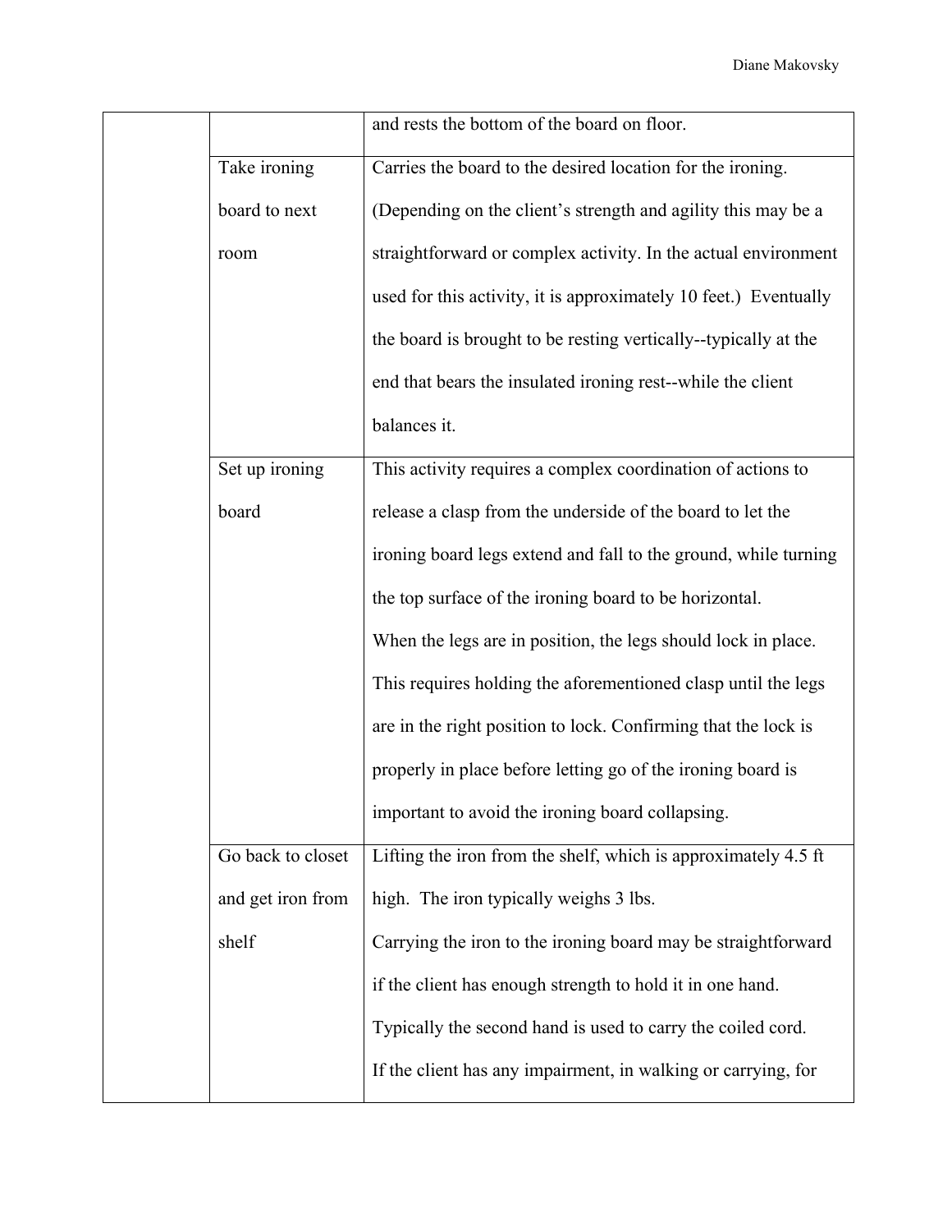| | | |
|---|---|---|
| | | and rests the bottom of the board on floor. |
| | Take ironing board to next room | Carries the board to the desired location for the ironing. (Depending on the client's strength and agility this may be a straightforward or complex activity. In the actual environment used for this activity, it is approximately 10 feet.) Eventually the board is brought to be resting vertically--typically at the end that bears the insulated ironing rest--while the client balances it. |
| | Set up ironing board | This activity requires a complex coordination of actions to release a clasp from the underside of the board to let the ironing board legs extend and fall to the ground, while turning the top surface of the ironing board to be horizontal.<br>When the legs are in position, the legs should lock in place. This requires holding the aforementioned clasp until the legs are in the right position to lock. Confirming that the lock is properly in place before letting go of the ironing board is important to avoid the ironing board collapsing. |
| | Go back to closet and get iron from shelf | Lifting the iron from the shelf, which is approximately 4.5 ft high. The iron typically weighs 3 lbs.<br>Carrying the iron to the ironing board may be straightforward if the client has enough strength to hold it in one hand. Typically the second hand is used to carry the coiled cord. If the client has any impairment, in walking or carrying, for |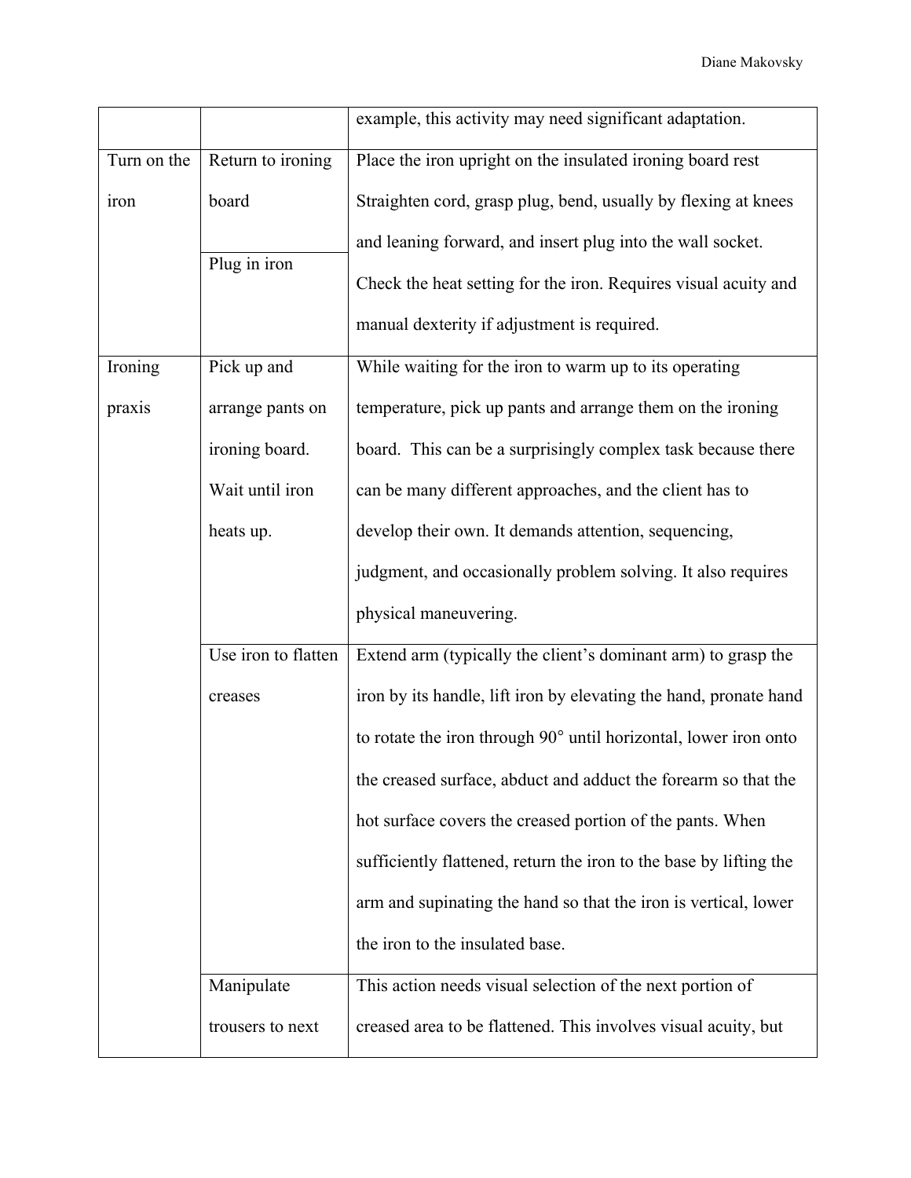| | | |
|---|---|---|
| | | example, this activity may need significant adaptation. |
| Turn on the iron | Return to ironing board | Place the iron upright on the insulated ironing board rest Straighten cord, grasp plug, bend, usually by flexing at knees and leaning forward, and insert plug into the wall socket. Check the heat setting for the iron. Requires visual acuity and manual dexterity if adjustment is required. |
| | Plug in iron | |
| Ironing praxis | Pick up and arrange pants on ironing board. Wait until iron heats up. | While waiting for the iron to warm up to its operating temperature, pick up pants and arrange them on the ironing board. This can be a surprisingly complex task because there can be many different approaches, and the client has to develop their own. It demands attention, sequencing, judgment, and occasionally problem solving. It also requires physical maneuvering. |
| | Use iron to flatten creases | Extend arm (typically the client's dominant arm) to grasp the iron by its handle, lift iron by elevating the hand, pronate hand to rotate the iron through 90° until horizontal, lower iron onto the creased surface, abduct and adduct the forearm so that the hot surface covers the creased portion of the pants. When sufficiently flattened, return the iron to the base by lifting the arm and supinating the hand so that the iron is vertical, lower the iron to the insulated base. |
| | Manipulate trousers to next | This action needs visual selection of the next portion of creased area to be flattened. This involves visual acuity, but |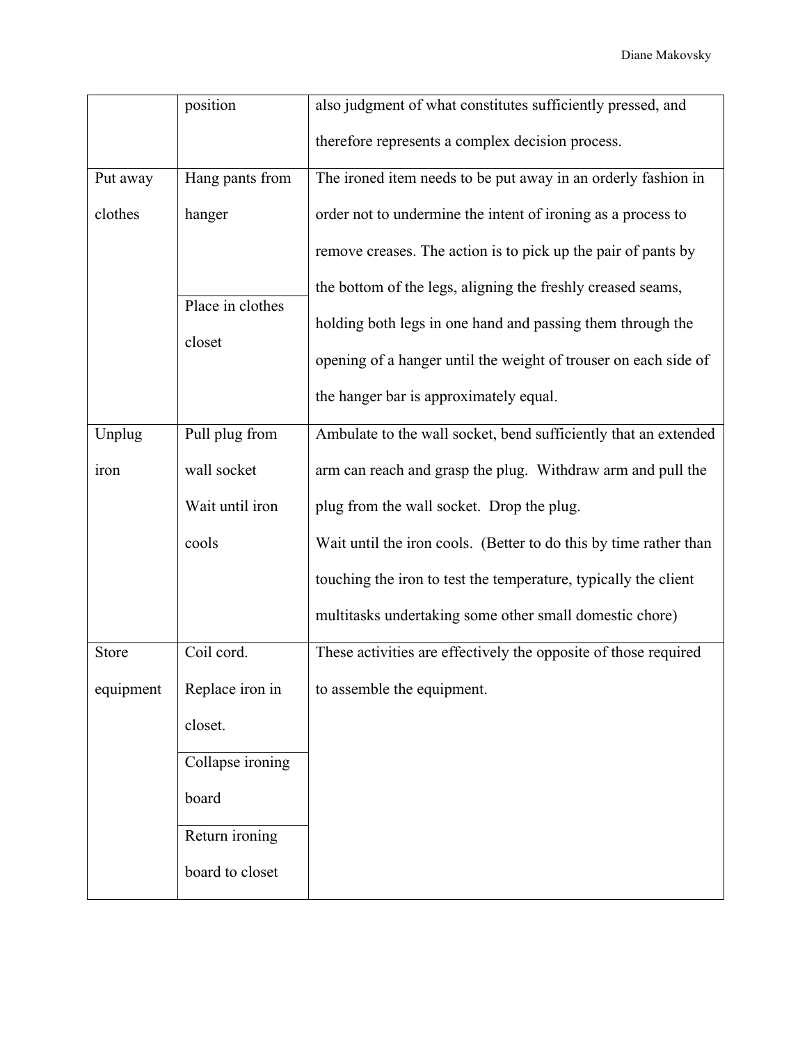| | | |
|---|---|---|
| | position | also judgment of what constitutes sufficiently pressed, and therefore represents a complex decision process. |
| Put away clothes | Hang pants from hanger | The ironed item needs to be put away in an orderly fashion in order not to undermine the intent of ironing as a process to remove creases. The action is to pick up the pair of pants by the bottom of the legs, aligning the freshly creased seams, holding both legs in one hand and passing them through the opening of a hanger until the weight of trouser on each side of the hanger bar is approximately equal. |
| | Place in clothes closet | |
| Unplug iron | Pull plug from wall socket<br>Wait until iron cools | Ambulate to the wall socket, bend sufficiently that an extended arm can reach and grasp the plug. Withdraw arm and pull the plug from the wall socket. Drop the plug.<br>Wait until the iron cools. (Better to do this by time rather than touching the iron to test the temperature, typically the client multitasks undertaking some other small domestic chore) |
| Store equipment | Coil cord.<br>Replace iron in closet. | These activities are effectively the opposite of those required to assemble the equipment. |
| | Collapse ironing board | |
| | Return ironing board to closet | |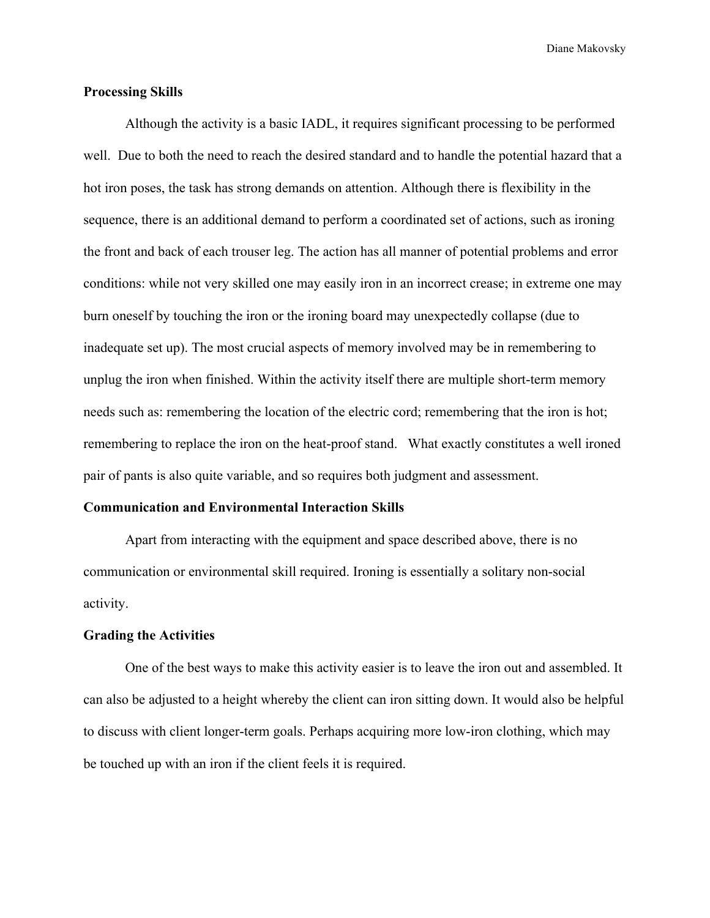**Processing Skills**

Although the activity is a basic IADL, it requires significant processing to be performed well. Due to both the need to reach the desired standard and to handle the potential hazard that a hot iron poses, the task has strong demands on attention. Although there is flexibility in the sequence, there is an additional demand to perform a coordinated set of actions, such as ironing the front and back of each trouser leg. The action has all manner of potential problems and error conditions: while not very skilled one may easily iron in an incorrect crease; in extreme one may burn oneself by touching the iron or the ironing board may unexpectedly collapse (due to inadequate set up). The most crucial aspects of memory involved may be in remembering to unplug the iron when finished. Within the activity itself there are multiple short-term memory needs such as: remembering the location of the electric cord; remembering that the iron is hot; remembering to replace the iron on the heat-proof stand. What exactly constitutes a well ironed pair of pants is also quite variable, and so requires both judgment and assessment.

**Communication and Environmental Interaction Skills**

Apart from interacting with the equipment and space described above, there is no communication or environmental skill required. Ironing is essentially a solitary non-social activity.

**Grading the Activities**

One of the best ways to make this activity easier is to leave the iron out and assembled. It can also be adjusted to a height whereby the client can iron sitting down. It would also be helpful to discuss with client longer-term goals. Perhaps acquiring more low-iron clothing, which may be touched up with an iron if the client feels it is required.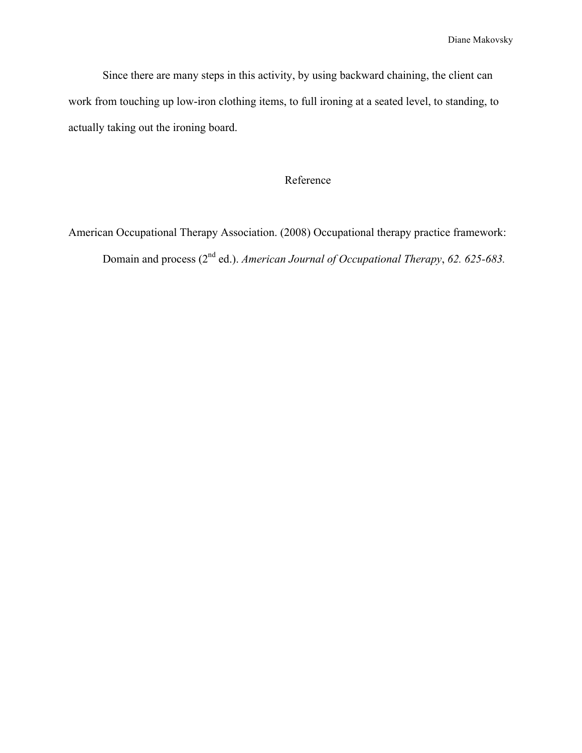Since there are many steps in this activity, by using backward chaining, the client can work from touching up low-iron clothing items, to full ironing at a seated level, to standing, to actually taking out the ironing board.

## Reference

American Occupational Therapy Association. (2008) Occupational therapy practice framework: Domain and process (2nd ed.). *American Journal of Occupational Therapy*, *62. 625-683.*